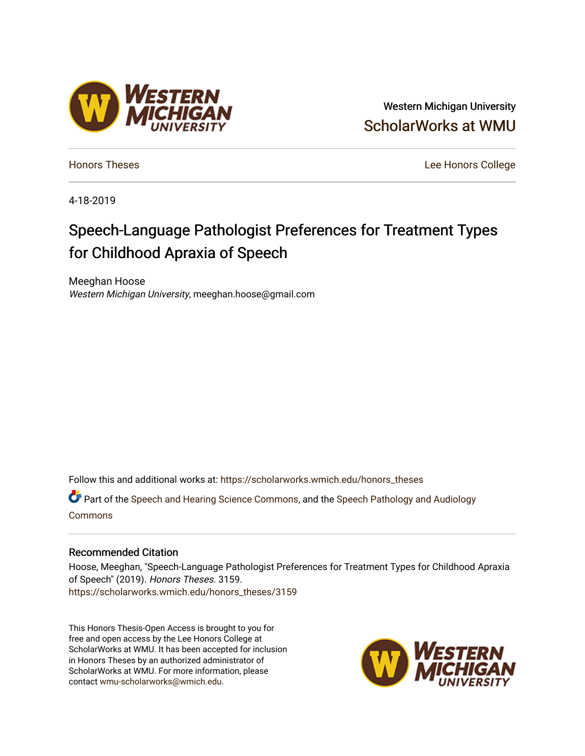Western Michigan University

ScholarWorks at WMU

Honors Theses

Lee Honors College

4-18-2019

# Speech-Language Pathologist Preferences for Treatment Types for Childhood Apraxia of Speech

Meeghan Hoose
*Western Michigan University*, meeghan.hoose@gmail.com

Follow this and additional works at: https://scholarworks.wmich.edu/honors_theses

Part of the Speech and Hearing Science Commons, and the Speech Pathology and Audiology Commons

## Recommended Citation

Hoose, Meeghan, "Speech-Language Pathologist Preferences for Treatment Types for Childhood Apraxia of Speech" (2019). *Honors Theses*. 3159.
https://scholarworks.wmich.edu/honors_theses/3159

This Honors Thesis-Open Access is brought to you for free and open access by the Lee Honors College at ScholarWorks at WMU. It has been accepted for inclusion in Honors Theses by an authorized administrator of ScholarWorks at WMU. For more information, please contact wmu-scholarworks@wmich.edu.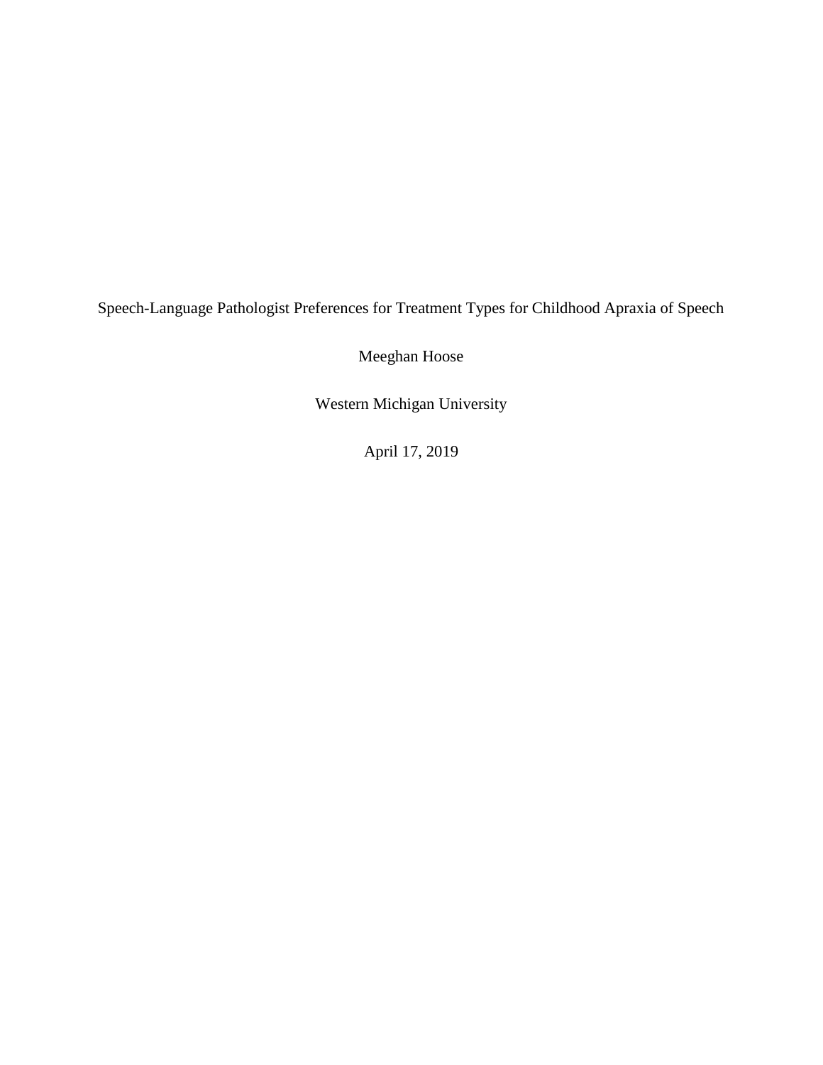# Speech-Language Pathologist Preferences for Treatment Types for Childhood Apraxia of Speech

Meeghan Hoose

Western Michigan University

April 17, 2019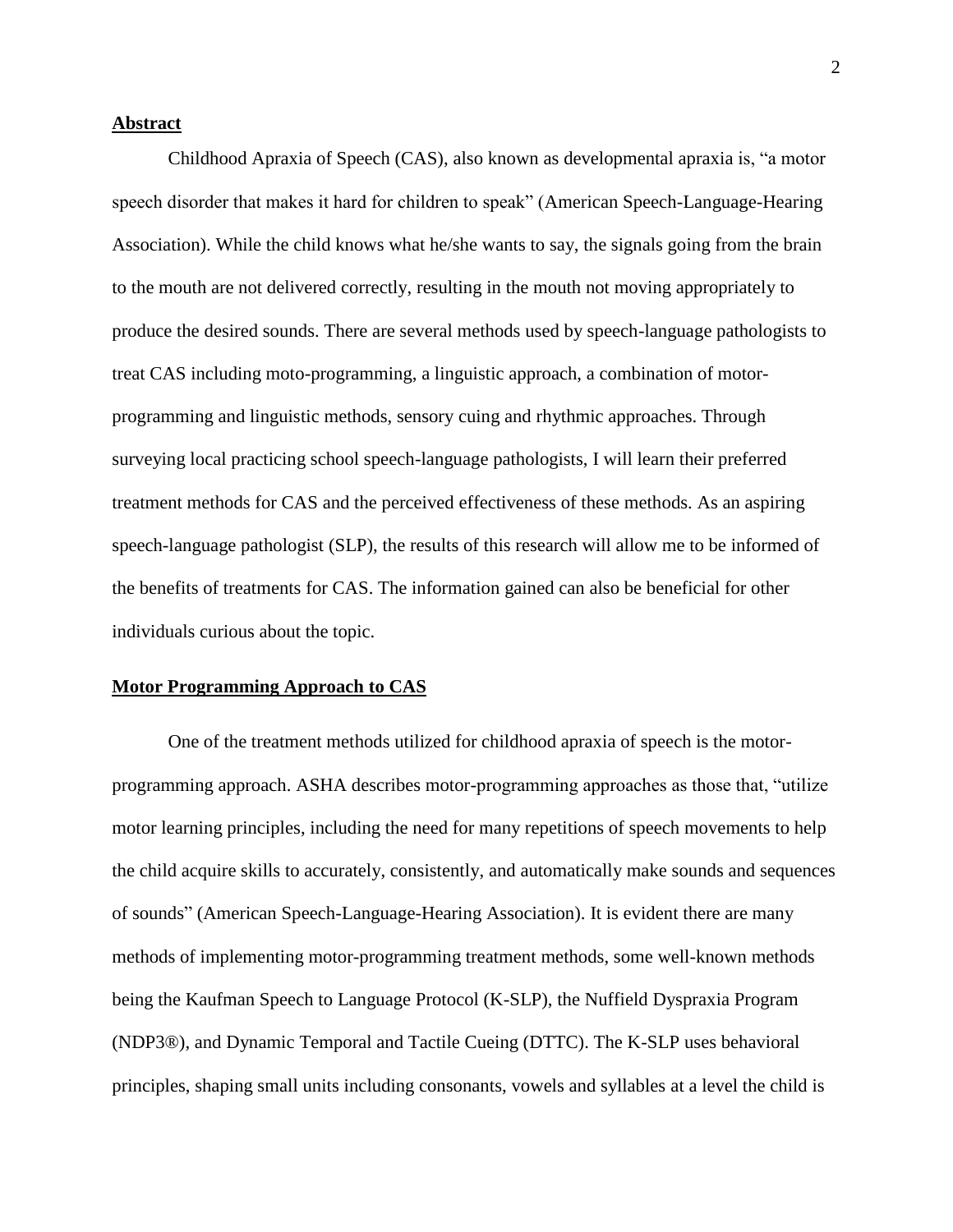## **Abstract**

Childhood Apraxia of Speech (CAS), also known as developmental apraxia is, "a motor speech disorder that makes it hard for children to speak" (American Speech-Language-Hearing Association). While the child knows what he/she wants to say, the signals going from the brain to the mouth are not delivered correctly, resulting in the mouth not moving appropriately to produce the desired sounds. There are several methods used by speech-language pathologists to treat CAS including moto-programming, a linguistic approach, a combination of motor-programming and linguistic methods, sensory cuing and rhythmic approaches. Through surveying local practicing school speech-language pathologists, I will learn their preferred treatment methods for CAS and the perceived effectiveness of these methods. As an aspiring speech-language pathologist (SLP), the results of this research will allow me to be informed of the benefits of treatments for CAS. The information gained can also be beneficial for other individuals curious about the topic.

## **Motor Programming Approach to CAS**

One of the treatment methods utilized for childhood apraxia of speech is the motor-programming approach. ASHA describes motor-programming approaches as those that, "utilize motor learning principles, including the need for many repetitions of speech movements to help the child acquire skills to accurately, consistently, and automatically make sounds and sequences of sounds" (American Speech-Language-Hearing Association). It is evident there are many methods of implementing motor-programming treatment methods, some well-known methods being the Kaufman Speech to Language Protocol (K-SLP), the Nuffield Dyspraxia Program (NDP3®), and Dynamic Temporal and Tactile Cueing (DTTC). The K-SLP uses behavioral principles, shaping small units including consonants, vowels and syllables at a level the child is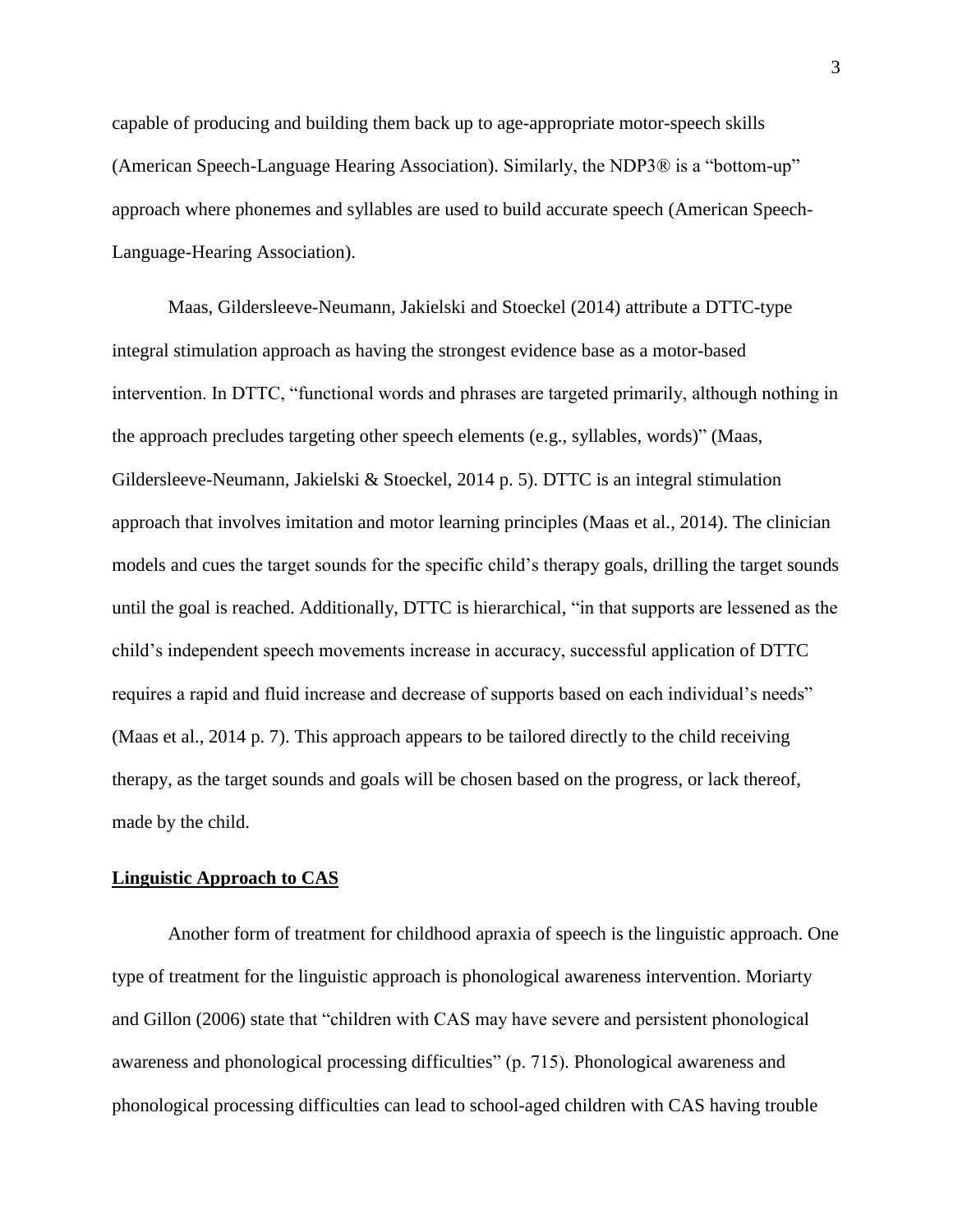capable of producing and building them back up to age-appropriate motor-speech skills (American Speech-Language Hearing Association). Similarly, the NDP3® is a "bottom-up" approach where phonemes and syllables are used to build accurate speech (American Speech-Language-Hearing Association).

Maas, Gildersleeve-Neumann, Jakielski and Stoeckel (2014) attribute a DTTC-type integral stimulation approach as having the strongest evidence base as a motor-based intervention. In DTTC, "functional words and phrases are targeted primarily, although nothing in the approach precludes targeting other speech elements (e.g., syllables, words)" (Maas, Gildersleeve-Neumann, Jakielski & Stoeckel, 2014 p. 5). DTTC is an integral stimulation approach that involves imitation and motor learning principles (Maas et al., 2014). The clinician models and cues the target sounds for the specific child's therapy goals, drilling the target sounds until the goal is reached. Additionally, DTTC is hierarchical, "in that supports are lessened as the child's independent speech movements increase in accuracy, successful application of DTTC requires a rapid and fluid increase and decrease of supports based on each individual's needs" (Maas et al., 2014 p. 7). This approach appears to be tailored directly to the child receiving therapy, as the target sounds and goals will be chosen based on the progress, or lack thereof, made by the child.

## Linguistic Approach to CAS

Another form of treatment for childhood apraxia of speech is the linguistic approach. One type of treatment for the linguistic approach is phonological awareness intervention. Moriarty and Gillon (2006) state that "children with CAS may have severe and persistent phonological awareness and phonological processing difficulties" (p. 715). Phonological awareness and phonological processing difficulties can lead to school-aged children with CAS having trouble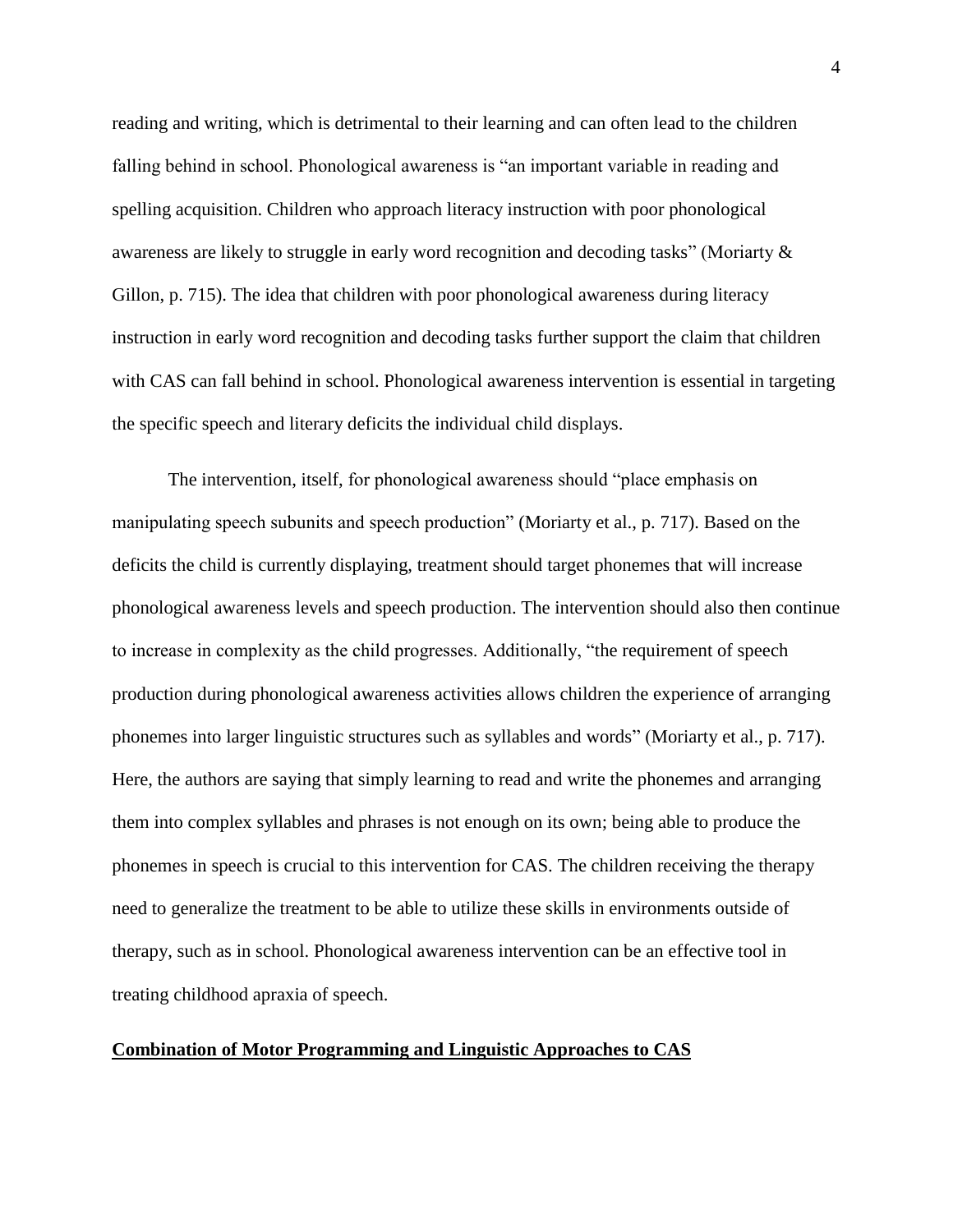reading and writing, which is detrimental to their learning and can often lead to the children falling behind in school. Phonological awareness is "an important variable in reading and spelling acquisition. Children who approach literacy instruction with poor phonological awareness are likely to struggle in early word recognition and decoding tasks" (Moriarty & Gillon, p. 715). The idea that children with poor phonological awareness during literacy instruction in early word recognition and decoding tasks further support the claim that children with CAS can fall behind in school. Phonological awareness intervention is essential in targeting the specific speech and literary deficits the individual child displays.

The intervention, itself, for phonological awareness should "place emphasis on manipulating speech subunits and speech production" (Moriarty et al., p. 717). Based on the deficits the child is currently displaying, treatment should target phonemes that will increase phonological awareness levels and speech production. The intervention should also then continue to increase in complexity as the child progresses. Additionally, "the requirement of speech production during phonological awareness activities allows children the experience of arranging phonemes into larger linguistic structures such as syllables and words" (Moriarty et al., p. 717). Here, the authors are saying that simply learning to read and write the phonemes and arranging them into complex syllables and phrases is not enough on its own; being able to produce the phonemes in speech is crucial to this intervention for CAS. The children receiving the therapy need to generalize the treatment to be able to utilize these skills in environments outside of therapy, such as in school. Phonological awareness intervention can be an effective tool in treating childhood apraxia of speech.

## Combination of Motor Programming and Linguistic Approaches to CAS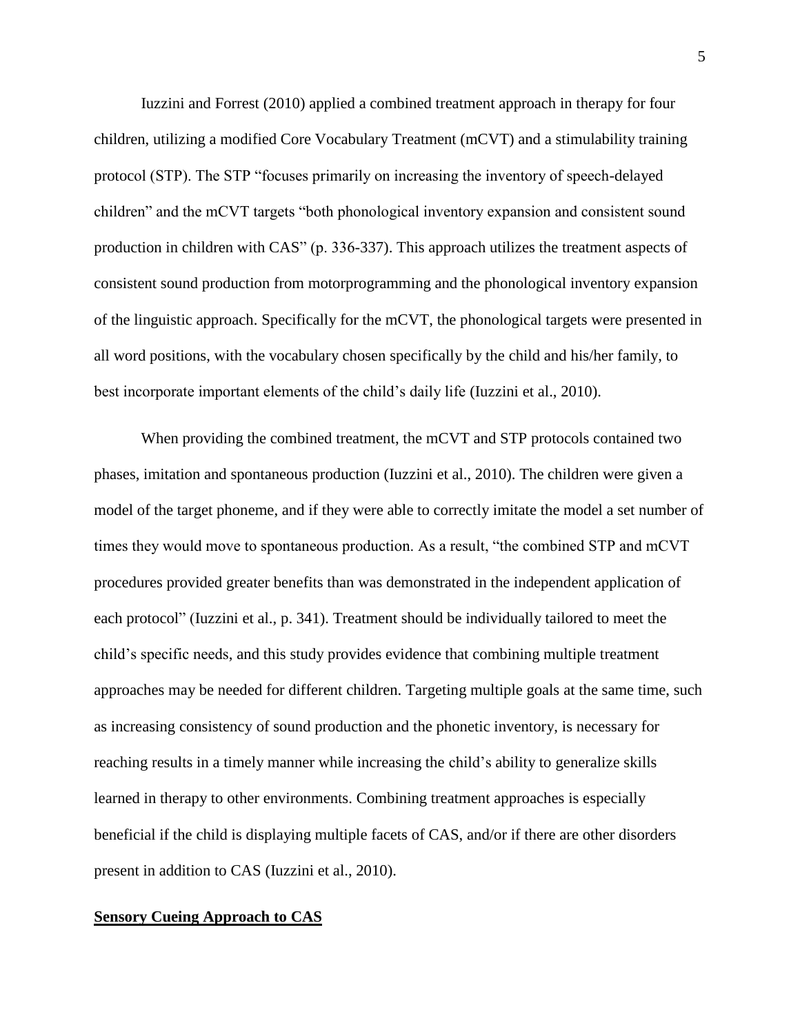Iuzzini and Forrest (2010) applied a combined treatment approach in therapy for four children, utilizing a modified Core Vocabulary Treatment (mCVT) and a stimulability training protocol (STP). The STP "focuses primarily on increasing the inventory of speech-delayed children" and the mCVT targets "both phonological inventory expansion and consistent sound production in children with CAS" (p. 336-337). This approach utilizes the treatment aspects of consistent sound production from motorprogramming and the phonological inventory expansion of the linguistic approach. Specifically for the mCVT, the phonological targets were presented in all word positions, with the vocabulary chosen specifically by the child and his/her family, to best incorporate important elements of the child's daily life (Iuzzini et al., 2010).

When providing the combined treatment, the mCVT and STP protocols contained two phases, imitation and spontaneous production (Iuzzini et al., 2010). The children were given a model of the target phoneme, and if they were able to correctly imitate the model a set number of times they would move to spontaneous production. As a result, "the combined STP and mCVT procedures provided greater benefits than was demonstrated in the independent application of each protocol" (Iuzzini et al., p. 341). Treatment should be individually tailored to meet the child's specific needs, and this study provides evidence that combining multiple treatment approaches may be needed for different children. Targeting multiple goals at the same time, such as increasing consistency of sound production and the phonetic inventory, is necessary for reaching results in a timely manner while increasing the child's ability to generalize skills learned in therapy to other environments. Combining treatment approaches is especially beneficial if the child is displaying multiple facets of CAS, and/or if there are other disorders present in addition to CAS (Iuzzini et al., 2010).

## Sensory Cueing Approach to CAS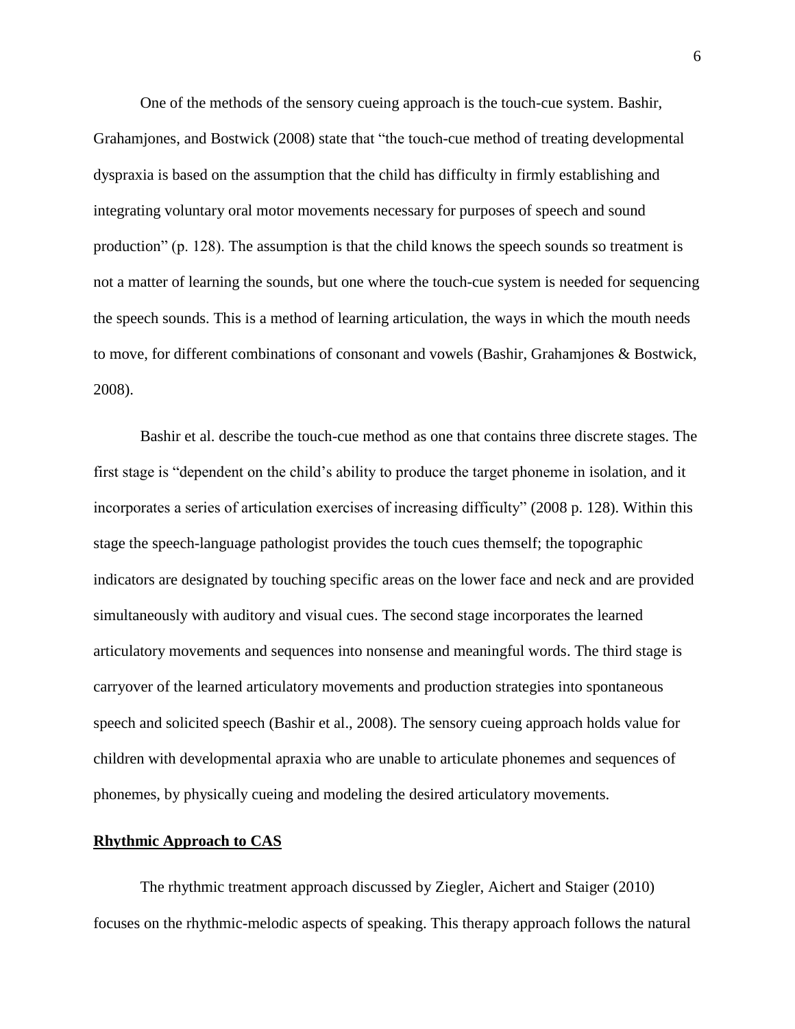One of the methods of the sensory cueing approach is the touch-cue system. Bashir, Grahamjones, and Bostwick (2008) state that "the touch-cue method of treating developmental dyspraxia is based on the assumption that the child has difficulty in firmly establishing and integrating voluntary oral motor movements necessary for purposes of speech and sound production" (p. 128). The assumption is that the child knows the speech sounds so treatment is not a matter of learning the sounds, but one where the touch-cue system is needed for sequencing the speech sounds. This is a method of learning articulation, the ways in which the mouth needs to move, for different combinations of consonant and vowels (Bashir, Grahamjones & Bostwick, 2008).

Bashir et al. describe the touch-cue method as one that contains three discrete stages. The first stage is "dependent on the child's ability to produce the target phoneme in isolation, and it incorporates a series of articulation exercises of increasing difficulty" (2008 p. 128). Within this stage the speech-language pathologist provides the touch cues themself; the topographic indicators are designated by touching specific areas on the lower face and neck and are provided simultaneously with auditory and visual cues. The second stage incorporates the learned articulatory movements and sequences into nonsense and meaningful words. The third stage is carryover of the learned articulatory movements and production strategies into spontaneous speech and solicited speech (Bashir et al., 2008). The sensory cueing approach holds value for children with developmental apraxia who are unable to articulate phonemes and sequences of phonemes, by physically cueing and modeling the desired articulatory movements.

**Rhythmic Approach to CAS**

The rhythmic treatment approach discussed by Ziegler, Aichert and Staiger (2010) focuses on the rhythmic-melodic aspects of speaking. This therapy approach follows the natural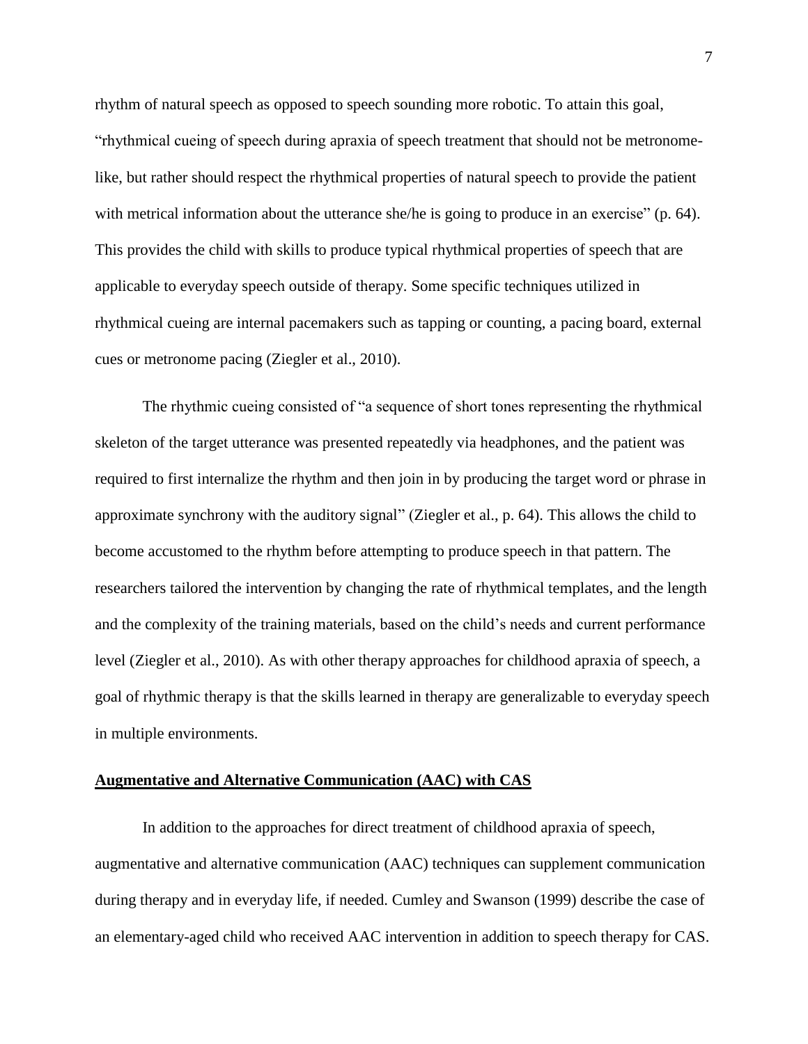rhythm of natural speech as opposed to speech sounding more robotic. To attain this goal, "rhythmical cueing of speech during apraxia of speech treatment that should not be metronome-like, but rather should respect the rhythmical properties of natural speech to provide the patient with metrical information about the utterance she/he is going to produce in an exercise" (p. 64). This provides the child with skills to produce typical rhythmical properties of speech that are applicable to everyday speech outside of therapy. Some specific techniques utilized in rhythmical cueing are internal pacemakers such as tapping or counting, a pacing board, external cues or metronome pacing (Ziegler et al., 2010).

The rhythmic cueing consisted of "a sequence of short tones representing the rhythmical skeleton of the target utterance was presented repeatedly via headphones, and the patient was required to first internalize the rhythm and then join in by producing the target word or phrase in approximate synchrony with the auditory signal" (Ziegler et al., p. 64). This allows the child to become accustomed to the rhythm before attempting to produce speech in that pattern. The researchers tailored the intervention by changing the rate of rhythmical templates, and the length and the complexity of the training materials, based on the child's needs and current performance level (Ziegler et al., 2010). As with other therapy approaches for childhood apraxia of speech, a goal of rhythmic therapy is that the skills learned in therapy are generalizable to everyday speech in multiple environments.

## Augmentative and Alternative Communication (AAC) with CAS

In addition to the approaches for direct treatment of childhood apraxia of speech, augmentative and alternative communication (AAC) techniques can supplement communication during therapy and in everyday life, if needed. Cumley and Swanson (1999) describe the case of an elementary-aged child who received AAC intervention in addition to speech therapy for CAS.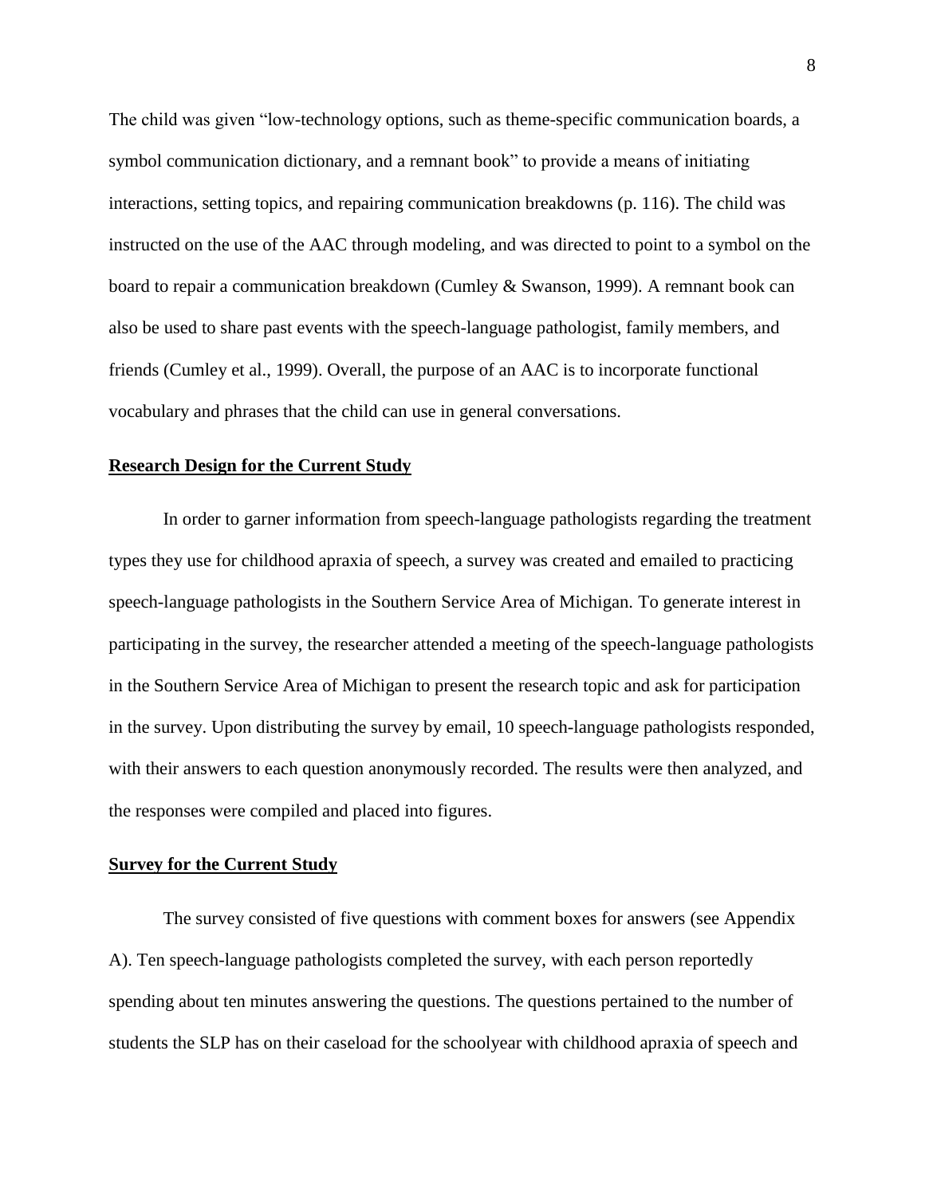The child was given "low-technology options, such as theme-specific communication boards, a symbol communication dictionary, and a remnant book" to provide a means of initiating interactions, setting topics, and repairing communication breakdowns (p. 116). The child was instructed on the use of the AAC through modeling, and was directed to point to a symbol on the board to repair a communication breakdown (Cumley & Swanson, 1999). A remnant book can also be used to share past events with the speech-language pathologist, family members, and friends (Cumley et al., 1999). Overall, the purpose of an AAC is to incorporate functional vocabulary and phrases that the child can use in general conversations.

## Research Design for the Current Study

In order to garner information from speech-language pathologists regarding the treatment types they use for childhood apraxia of speech, a survey was created and emailed to practicing speech-language pathologists in the Southern Service Area of Michigan. To generate interest in participating in the survey, the researcher attended a meeting of the speech-language pathologists in the Southern Service Area of Michigan to present the research topic and ask for participation in the survey. Upon distributing the survey by email, 10 speech-language pathologists responded, with their answers to each question anonymously recorded. The results were then analyzed, and the responses were compiled and placed into figures.

## Survey for the Current Study

The survey consisted of five questions with comment boxes for answers (see Appendix A). Ten speech-language pathologists completed the survey, with each person reportedly spending about ten minutes answering the questions. The questions pertained to the number of students the SLP has on their caseload for the schoolyear with childhood apraxia of speech and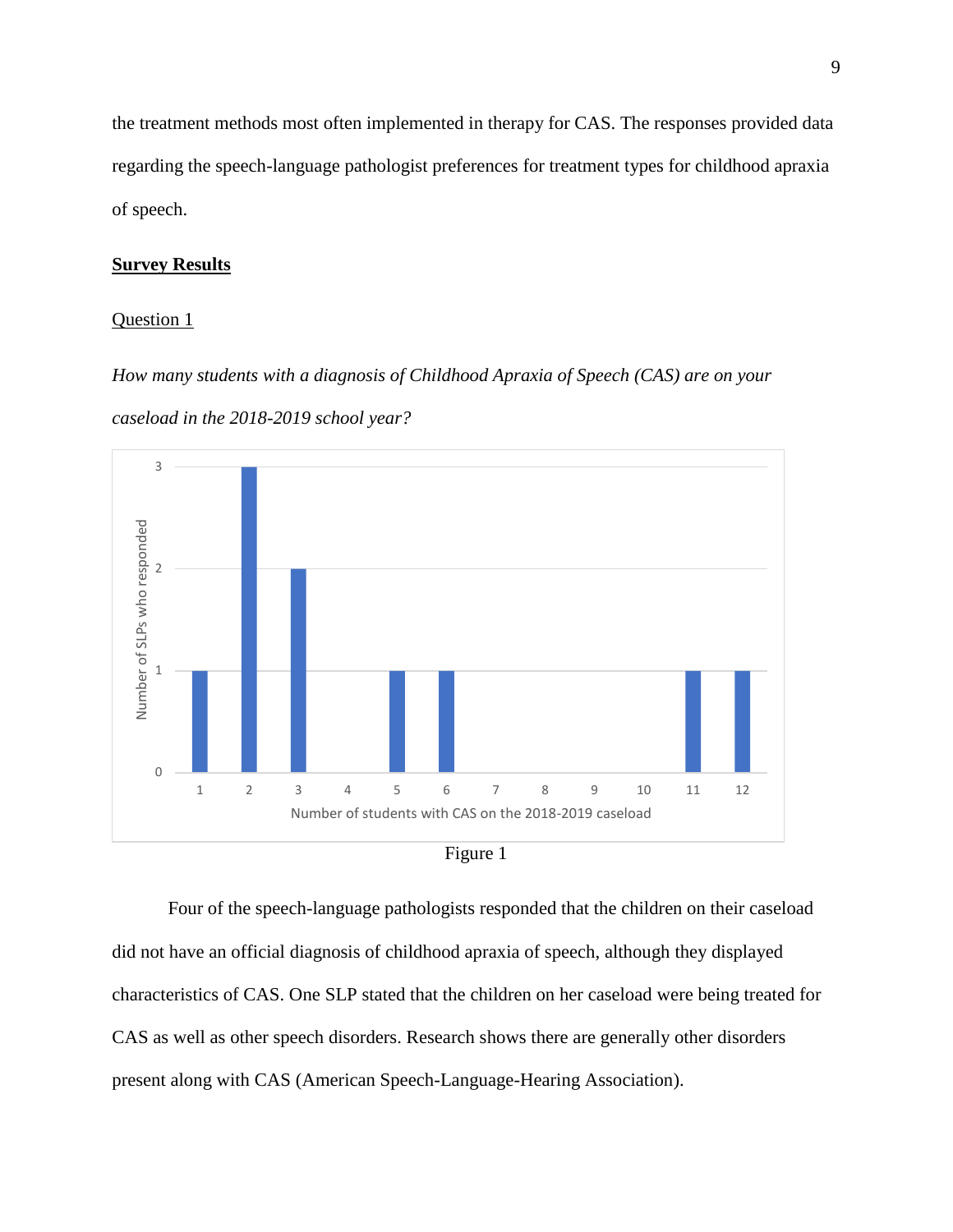the treatment methods most often implemented in therapy for CAS. The responses provided data regarding the speech-language pathologist preferences for treatment types for childhood apraxia of speech.

## **Survey Results**

### Question 1

*How many students with a diagnosis of Childhood Apraxia of Speech (CAS) are on your caseload in the 2018-2019 school year?*

Figure 1

Four of the speech-language pathologists responded that the children on their caseload did not have an official diagnosis of childhood apraxia of speech, although they displayed characteristics of CAS. One SLP stated that the children on her caseload were being treated for CAS as well as other speech disorders. Research shows there are generally other disorders present along with CAS (American Speech-Language-Hearing Association).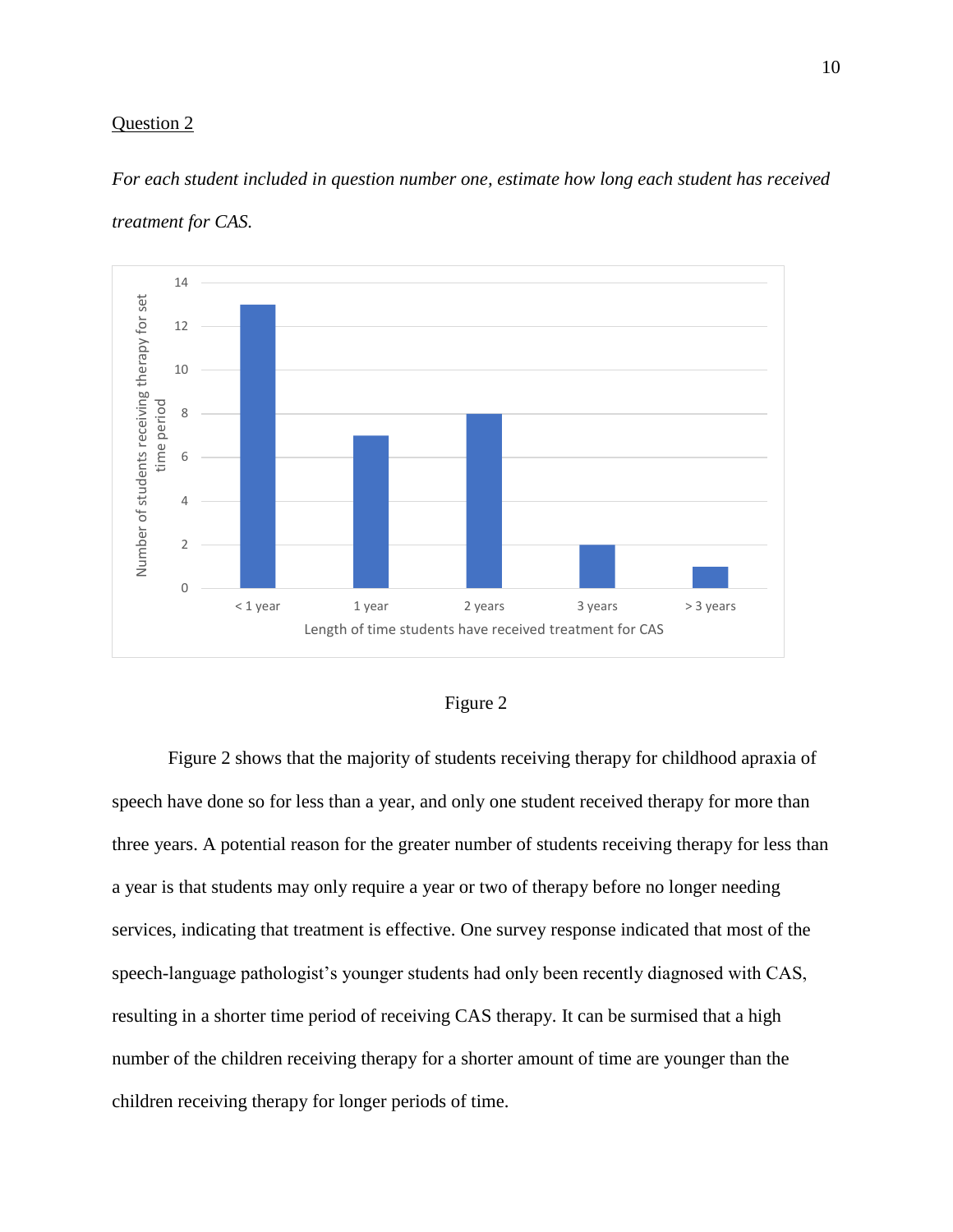Question 2

*For each student included in question number one, estimate how long each student has received treatment for CAS.*

Figure 2

Figure 2 shows that the majority of students receiving therapy for childhood apraxia of speech have done so for less than a year, and only one student received therapy for more than three years. A potential reason for the greater number of students receiving therapy for less than a year is that students may only require a year or two of therapy before no longer needing services, indicating that treatment is effective. One survey response indicated that most of the speech-language pathologist's younger students had only been recently diagnosed with CAS, resulting in a shorter time period of receiving CAS therapy. It can be surmised that a high number of the children receiving therapy for a shorter amount of time are younger than the children receiving therapy for longer periods of time.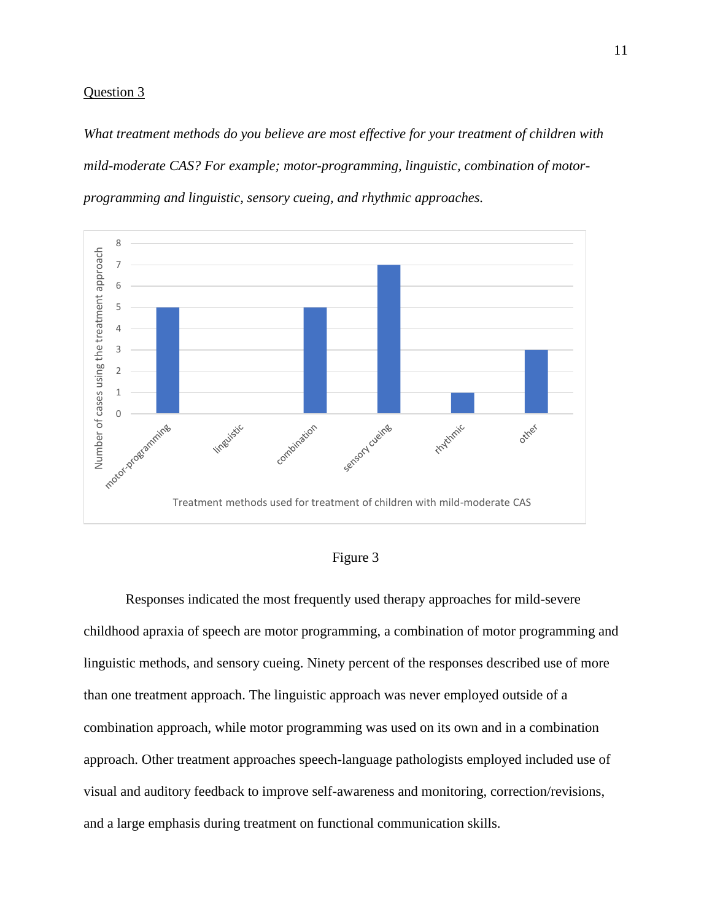Question 3

*What treatment methods do you believe are most effective for your treatment of children with mild-moderate CAS? For example; motor-programming, linguistic, combination of motor-programming and linguistic, sensory cueing, and rhythmic approaches.*

Figure 3

Responses indicated the most frequently used therapy approaches for mild-severe childhood apraxia of speech are motor programming, a combination of motor programming and linguistic methods, and sensory cueing. Ninety percent of the responses described use of more than one treatment approach. The linguistic approach was never employed outside of a combination approach, while motor programming was used on its own and in a combination approach. Other treatment approaches speech-language pathologists employed included use of visual and auditory feedback to improve self-awareness and monitoring, correction/revisions, and a large emphasis during treatment on functional communication skills.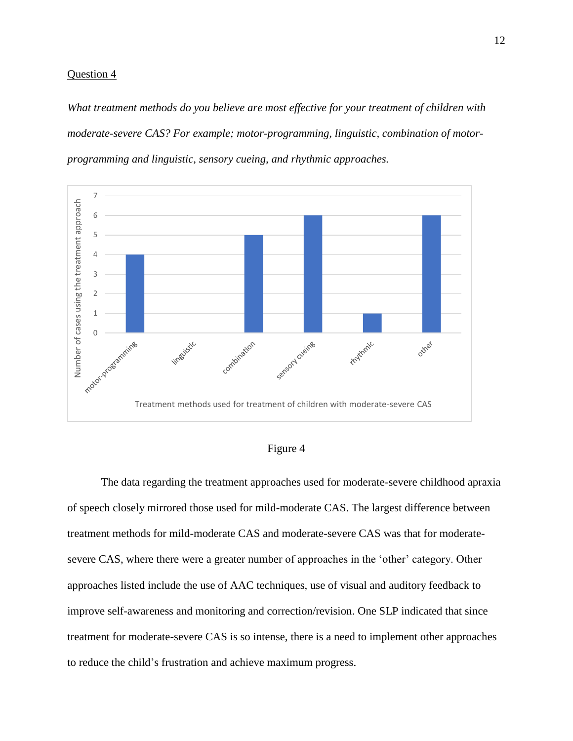Question 4

*What treatment methods do you believe are most effective for your treatment of children with moderate-severe CAS? For example; motor-programming, linguistic, combination of motor-programming and linguistic, sensory cueing, and rhythmic approaches.*

| Treatment methods used for treatment of children with moderate-severe CAS | Number of cases using the treatment approach |
|---|---|
| motor-programming | 4 |
| linguistic | 0 |
| combination | 5 |
| sensory cueing | 6 |
| rhythmic | 1 |
| other | 6 |

Figure 4

The data regarding the treatment approaches used for moderate-severe childhood apraxia of speech closely mirrored those used for mild-moderate CAS. The largest difference between treatment methods for mild-moderate CAS and moderate-severe CAS was that for moderate-severe CAS, where there were a greater number of approaches in the 'other' category. Other approaches listed include the use of AAC techniques, use of visual and auditory feedback to improve self-awareness and monitoring and correction/revision. One SLP indicated that since treatment for moderate-severe CAS is so intense, there is a need to implement other approaches to reduce the child's frustration and achieve maximum progress.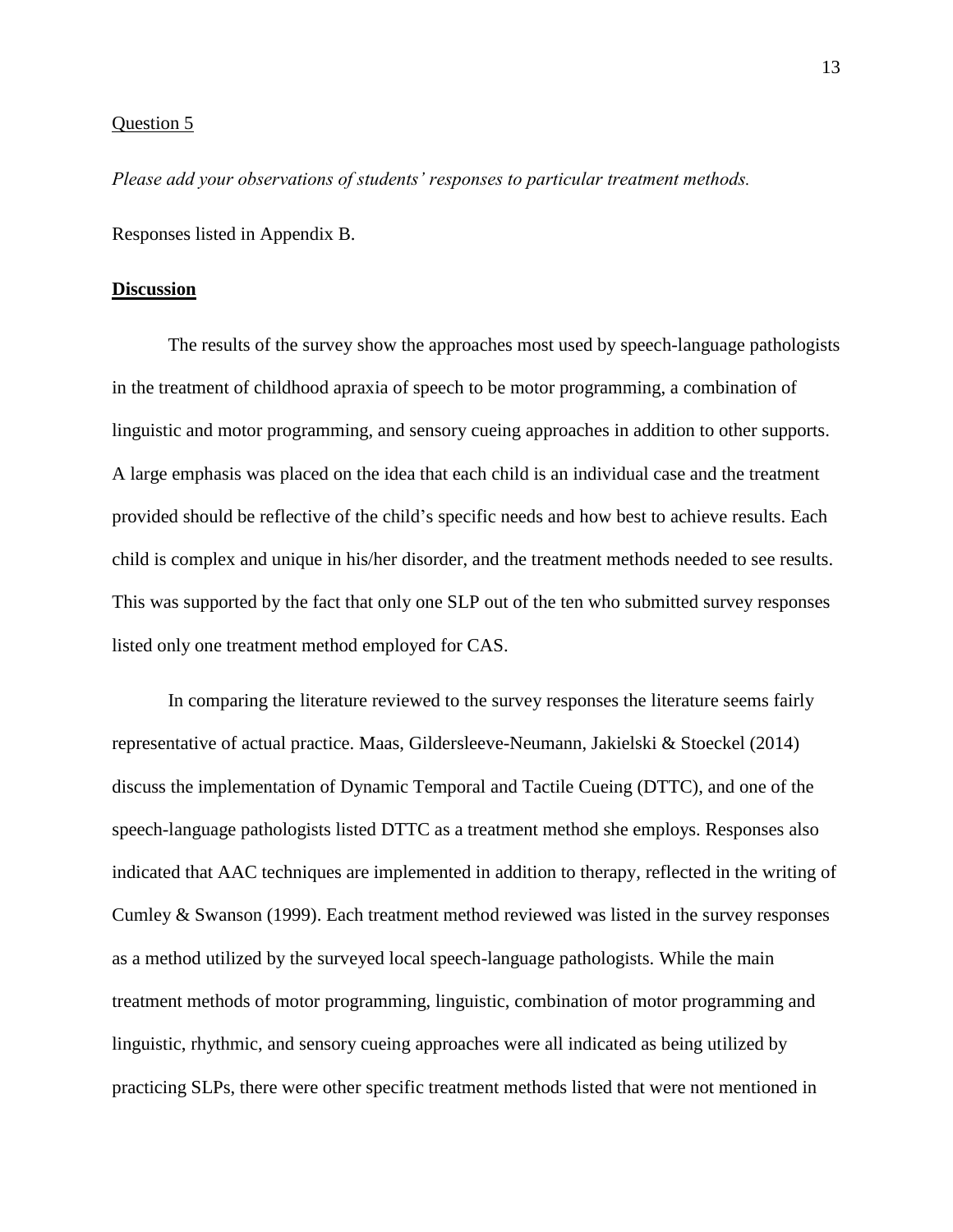Question 5

*Please add your observations of students' responses to particular treatment methods.*

Responses listed in Appendix B.

## Discussion

The results of the survey show the approaches most used by speech-language pathologists in the treatment of childhood apraxia of speech to be motor programming, a combination of linguistic and motor programming, and sensory cueing approaches in addition to other supports. A large emphasis was placed on the idea that each child is an individual case and the treatment provided should be reflective of the child's specific needs and how best to achieve results. Each child is complex and unique in his/her disorder, and the treatment methods needed to see results. This was supported by the fact that only one SLP out of the ten who submitted survey responses listed only one treatment method employed for CAS.

In comparing the literature reviewed to the survey responses the literature seems fairly representative of actual practice. Maas, Gildersleeve-Neumann, Jakielski & Stoeckel (2014) discuss the implementation of Dynamic Temporal and Tactile Cueing (DTTC), and one of the speech-language pathologists listed DTTC as a treatment method she employs. Responses also indicated that AAC techniques are implemented in addition to therapy, reflected in the writing of Cumley & Swanson (1999). Each treatment method reviewed was listed in the survey responses as a method utilized by the surveyed local speech-language pathologists. While the main treatment methods of motor programming, linguistic, combination of motor programming and linguistic, rhythmic, and sensory cueing approaches were all indicated as being utilized by practicing SLPs, there were other specific treatment methods listed that were not mentioned in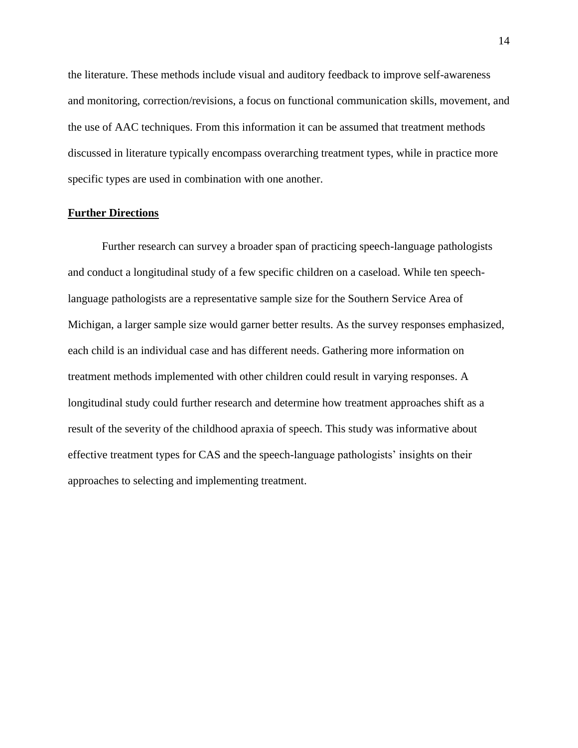the literature. These methods include visual and auditory feedback to improve self-awareness and monitoring, correction/revisions, a focus on functional communication skills, movement, and the use of AAC techniques. From this information it can be assumed that treatment methods discussed in literature typically encompass overarching treatment types, while in practice more specific types are used in combination with one another.

## Further Directions

Further research can survey a broader span of practicing speech-language pathologists and conduct a longitudinal study of a few specific children on a caseload. While ten speech-language pathologists are a representative sample size for the Southern Service Area of Michigan, a larger sample size would garner better results. As the survey responses emphasized, each child is an individual case and has different needs. Gathering more information on treatment methods implemented with other children could result in varying responses. A longitudinal study could further research and determine how treatment approaches shift as a result of the severity of the childhood apraxia of speech. This study was informative about effective treatment types for CAS and the speech-language pathologists' insights on their approaches to selecting and implementing treatment.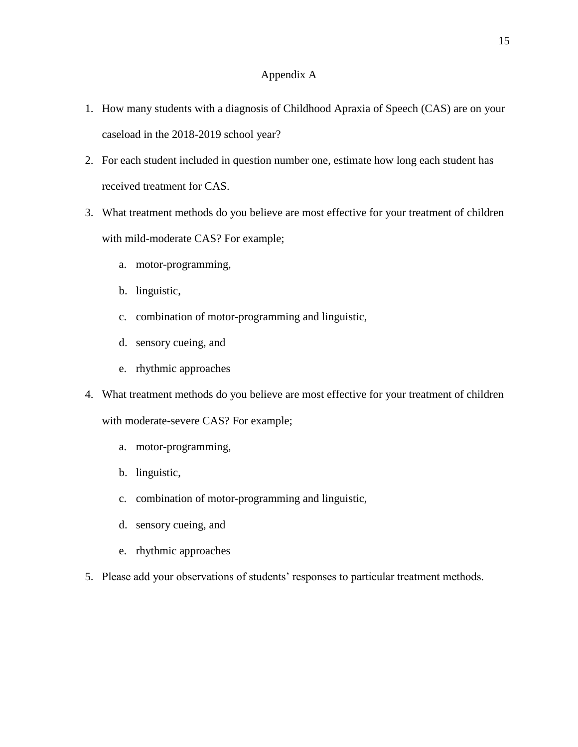# Appendix A

1. How many students with a diagnosis of Childhood Apraxia of Speech (CAS) are on your caseload in the 2018-2019 school year?
2. For each student included in question number one, estimate how long each student has received treatment for CAS.
3. What treatment methods do you believe are most effective for your treatment of children with mild-moderate CAS? For example;
   a. motor-programming,
   b. linguistic,
   c. combination of motor-programming and linguistic,
   d. sensory cueing, and
   e. rhythmic approaches
4. What treatment methods do you believe are most effective for your treatment of children with moderate-severe CAS? For example;
   a. motor-programming,
   b. linguistic,
   c. combination of motor-programming and linguistic,
   d. sensory cueing, and
   e. rhythmic approaches
5. Please add your observations of students' responses to particular treatment methods.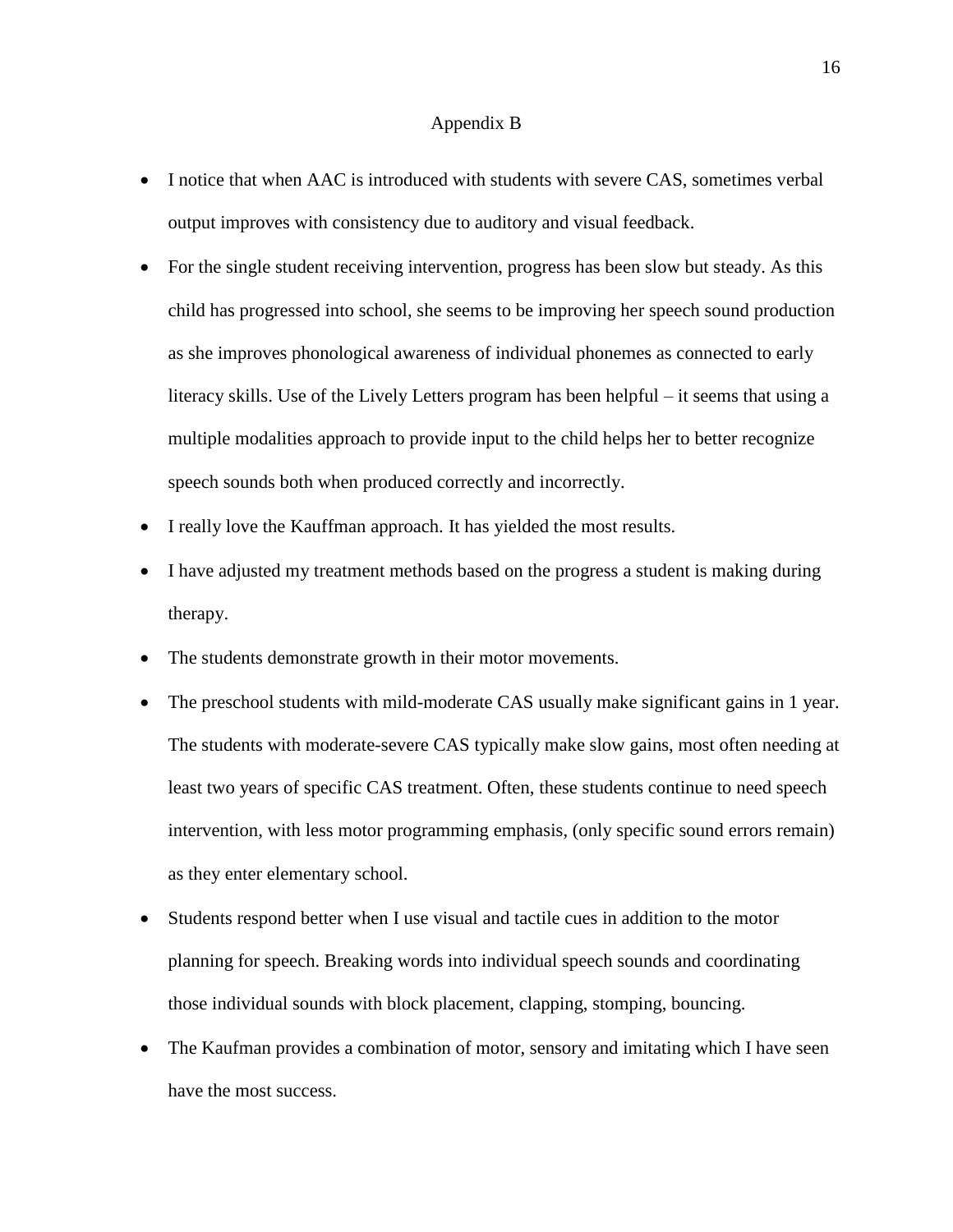# Appendix B

- I notice that when AAC is introduced with students with severe CAS, sometimes verbal output improves with consistency due to auditory and visual feedback.
- For the single student receiving intervention, progress has been slow but steady. As this child has progressed into school, she seems to be improving her speech sound production as she improves phonological awareness of individual phonemes as connected to early literacy skills. Use of the Lively Letters program has been helpful – it seems that using a multiple modalities approach to provide input to the child helps her to better recognize speech sounds both when produced correctly and incorrectly.
- I really love the Kauffman approach. It has yielded the most results.
- I have adjusted my treatment methods based on the progress a student is making during therapy.
- The students demonstrate growth in their motor movements.
- The preschool students with mild-moderate CAS usually make significant gains in 1 year. The students with moderate-severe CAS typically make slow gains, most often needing at least two years of specific CAS treatment. Often, these students continue to need speech intervention, with less motor programming emphasis, (only specific sound errors remain) as they enter elementary school.
- Students respond better when I use visual and tactile cues in addition to the motor planning for speech. Breaking words into individual speech sounds and coordinating those individual sounds with block placement, clapping, stomping, bouncing.
- The Kaufman provides a combination of motor, sensory and imitating which I have seen have the most success.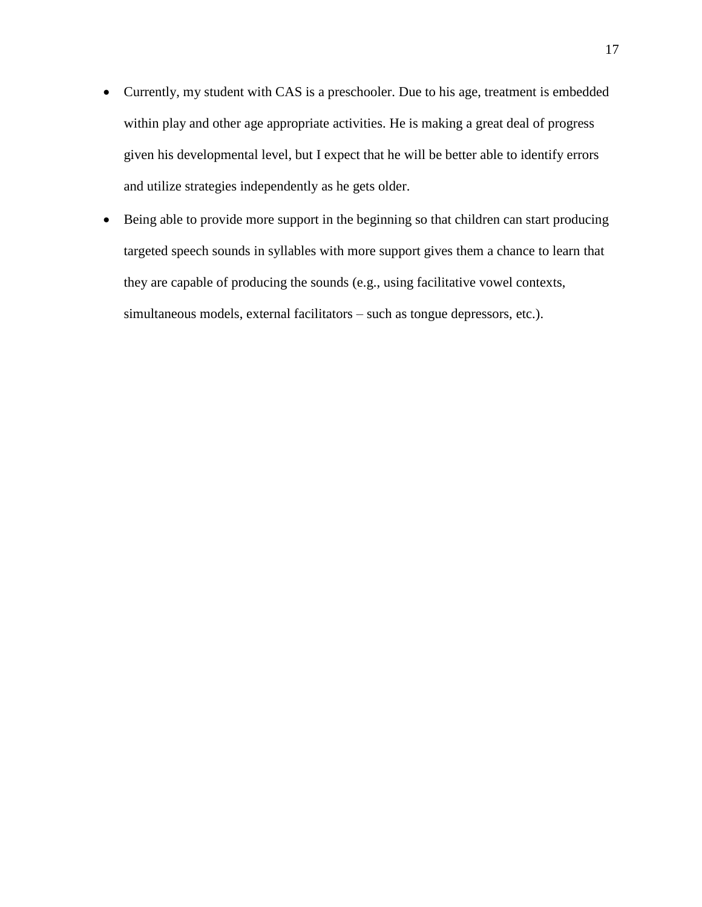- Currently, my student with CAS is a preschooler. Due to his age, treatment is embedded within play and other age appropriate activities. He is making a great deal of progress given his developmental level, but I expect that he will be better able to identify errors and utilize strategies independently as he gets older.
- Being able to provide more support in the beginning so that children can start producing targeted speech sounds in syllables with more support gives them a chance to learn that they are capable of producing the sounds (e.g., using facilitative vowel contexts, simultaneous models, external facilitators – such as tongue depressors, etc.).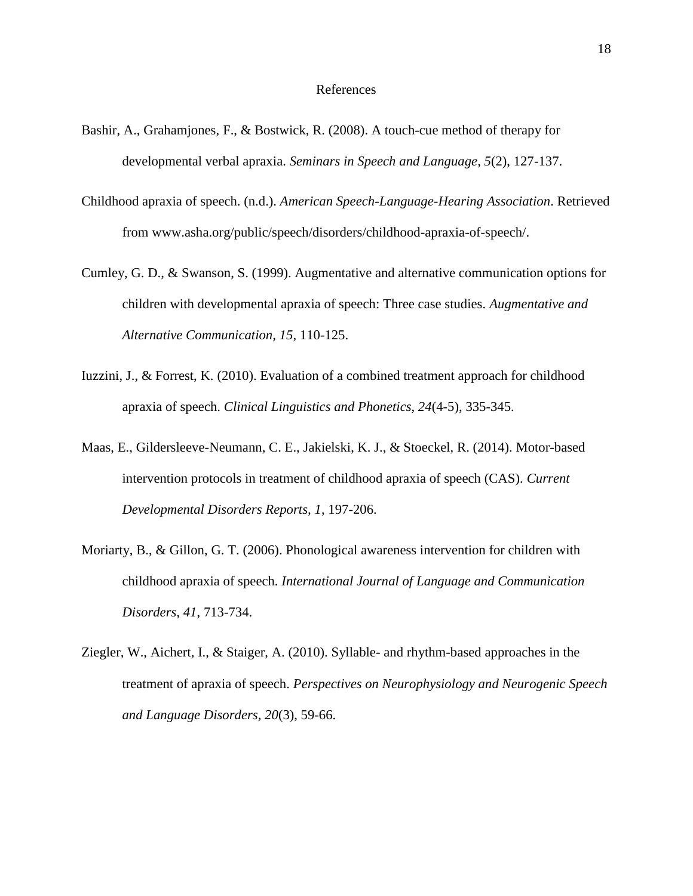# References

Bashir, A., Grahamjones, F., & Bostwick, R. (2008). A touch-cue method of therapy for developmental verbal apraxia. *Seminars in Speech and Language*, *5*(2), 127-137.

Childhood apraxia of speech. (n.d.). *American Speech-Language-Hearing Association*. Retrieved from www.asha.org/public/speech/disorders/childhood-apraxia-of-speech/.

Cumley, G. D., & Swanson, S. (1999). Augmentative and alternative communication options for children with developmental apraxia of speech: Three case studies. *Augmentative and Alternative Communication, 15*, 110-125.

Iuzzini, J., & Forrest, K. (2010). Evaluation of a combined treatment approach for childhood apraxia of speech. *Clinical Linguistics and Phonetics, 24*(4-5), 335-345.

Maas, E., Gildersleeve-Neumann, C. E., Jakielski, K. J., & Stoeckel, R. (2014). Motor-based intervention protocols in treatment of childhood apraxia of speech (CAS). *Current Developmental Disorders Reports, 1*, 197-206.

Moriarty, B., & Gillon, G. T. (2006). Phonological awareness intervention for children with childhood apraxia of speech. *International Journal of Language and Communication Disorders, 41*, 713-734.

Ziegler, W., Aichert, I., & Staiger, A. (2010). Syllable- and rhythm-based approaches in the treatment of apraxia of speech. *Perspectives on Neurophysiology and Neurogenic Speech and Language Disorders, 20*(3), 59-66.